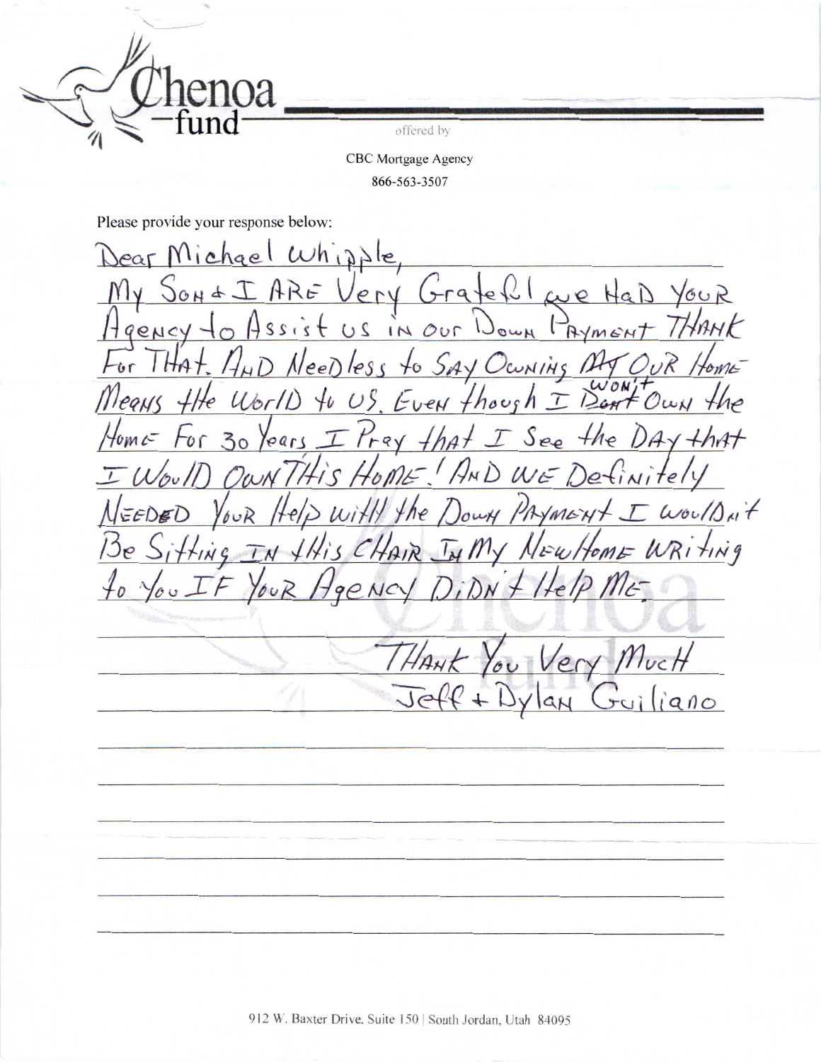Chenoa fund

offered by

CBC Mortgage Agency

866-563-3507

Please provide your response below:

Dear Michael Whipple,

My Son & I ARE Very Grateful we HaD YouR Agency to Assist us in our Down Payment THANK For THat. AND NeeDless to Say Owning My OUR Home Means the WorlD to us. Even though I Won't Own the Home For 30 Years I Pray that I See the DAy that I WoulD Own THis Home! AND WE Definitely NEEDED YouR Help with the Down PAyment I WoulDn't Be Sitting IN tHis CHAIR In My NewHome WRiting to You IF YouR Agency DiDN't Help Me.

THank You Very MucH
Jeff + Dylan Guiliano

912 W. Baxter Drive, Suite 150 | South Jordan, Utah 84095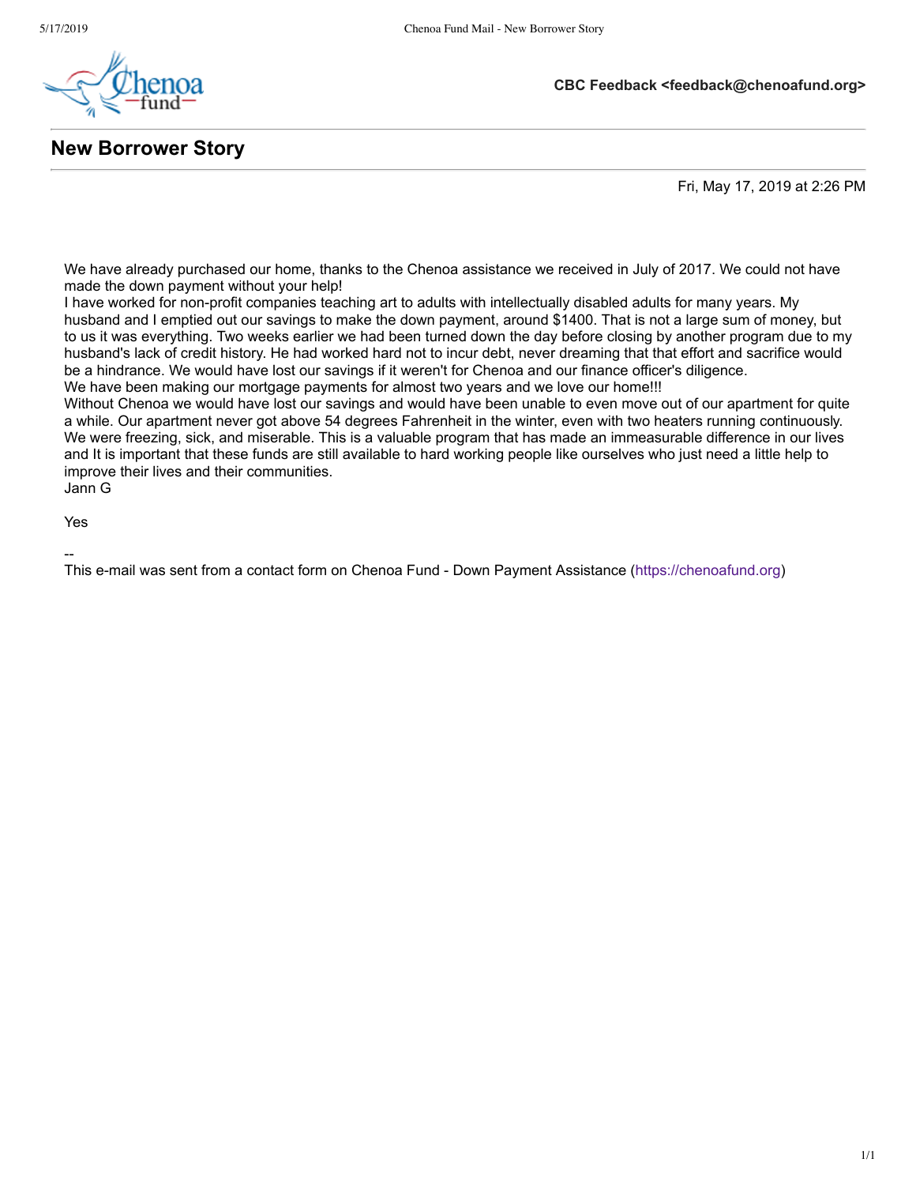**CBC Feedback <feedback@chenoafund.org>**

## New Borrower Story

Fri, May 17, 2019 at 2:26 PM

We have already purchased our home, thanks to the Chenoa assistance we received in July of 2017. We could not have made the down payment without your help!
I have worked for non-profit companies teaching art to adults with intellectually disabled adults for many years. My husband and I emptied out our savings to make the down payment, around $1400. That is not a large sum of money, but to us it was everything. Two weeks earlier we had been turned down the day before closing by another program due to my husband's lack of credit history. He had worked hard not to incur debt, never dreaming that that effort and sacrifice would be a hindrance. We would have lost our savings if it weren't for Chenoa and our finance officer's diligence.
We have been making our mortgage payments for almost two years and we love our home!!!
Without Chenoa we would have lost our savings and would have been unable to even move out of our apartment for quite a while. Our apartment never got above 54 degrees Fahrenheit in the winter, even with two heaters running continuously. We were freezing, sick, and miserable. This is a valuable program that has made an immeasurable difference in our lives and It is important that these funds are still available to hard working people like ourselves who just need a little help to improve their lives and their communities.
Jann G

Yes

--
This e-mail was sent from a contact form on Chenoa Fund - Down Payment Assistance (https://chenoafund.org)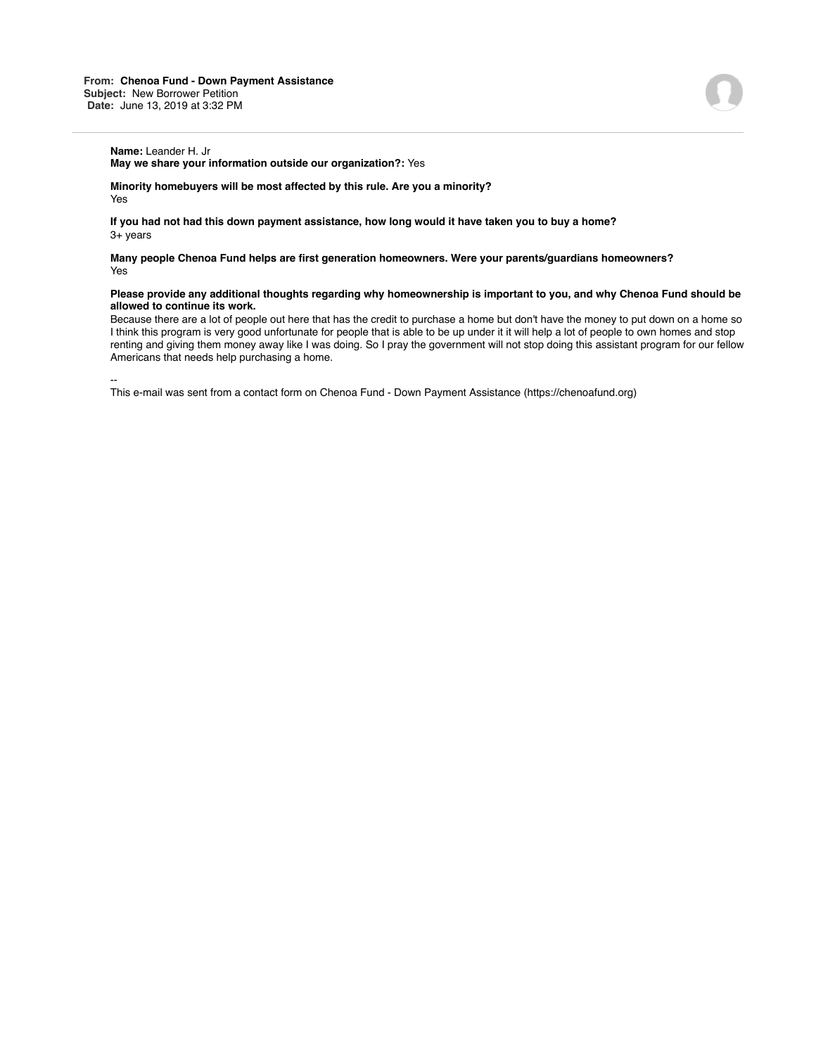**From:** **Chenoa Fund - Down Payment Assistance**
**Subject:** New Borrower Petition
**Date:** June 13, 2019 at 3:32 PM

---

**Name:** Leander H. Jr
**May we share your information outside our organization?:** Yes

**Minority homebuyers will be most affected by this rule. Are you a minority?**
Yes

**If you had not had this down payment assistance, how long would it have taken you to buy a home?**
3+ years

**Many people Chenoa Fund helps are first generation homeowners. Were your parents/guardians homeowners?**
Yes

**Please provide any additional thoughts regarding why homeownership is important to you, and why Chenoa Fund should be allowed to continue its work.**
Because there are a lot of people out here that has the credit to purchase a home but don't have the money to put down on a home so I think this program is very good unfortunate for people that is able to be up under it it will help a lot of people to own homes and stop renting and giving them money away like I was doing. So I pray the government will not stop doing this assistant program for our fellow Americans that needs help purchasing a home.

--
This e-mail was sent from a contact form on Chenoa Fund - Down Payment Assistance (https://chenoafund.org)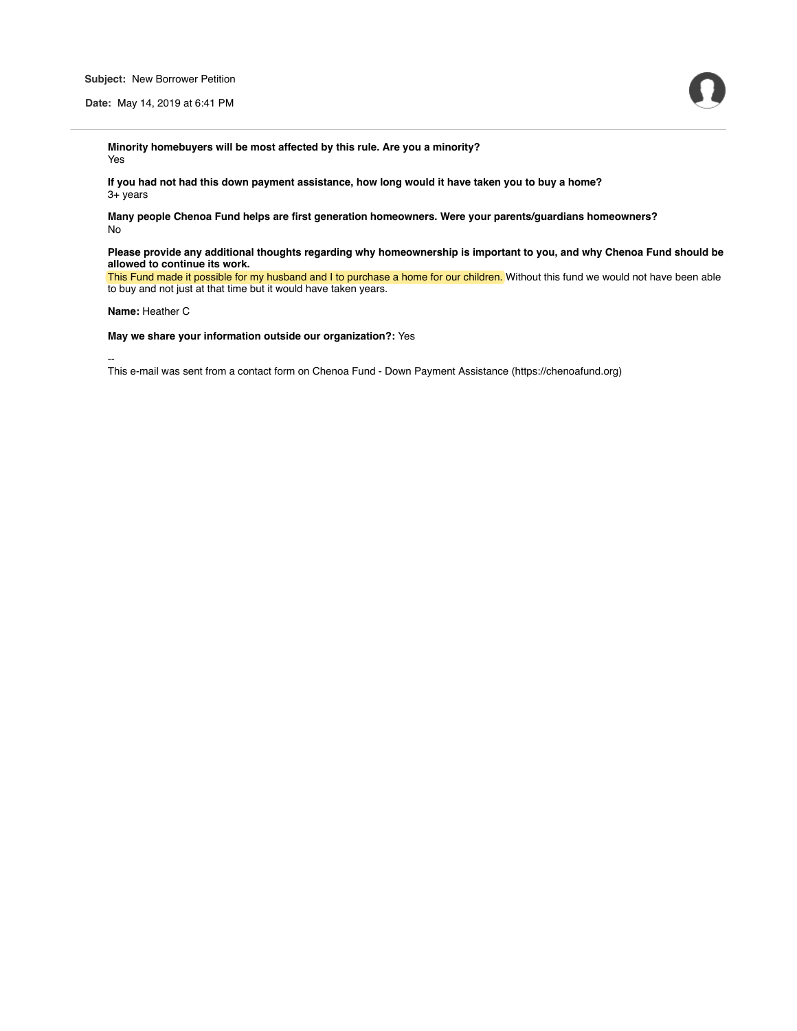**Subject:** New Borrower Petition

**Date:** May 14, 2019 at 6:41 PM

**Minority homebuyers will be most affected by this rule. Are you a minority?**
Yes

**If you had not had this down payment assistance, how long would it have taken you to buy a home?**
3+ years

**Many people Chenoa Fund helps are first generation homeowners. Were your parents/guardians homeowners?**
No

**Please provide any additional thoughts regarding why homeownership is important to you, and why Chenoa Fund should be allowed to continue its work.**
This Fund made it possible for my husband and I to purchase a home for our children. Without this fund we would not have been able to buy and not just at that time but it would have taken years.

**Name:** Heather C

**May we share your information outside our organization?:** Yes

--
This e-mail was sent from a contact form on Chenoa Fund - Down Payment Assistance (https://chenoafund.org)